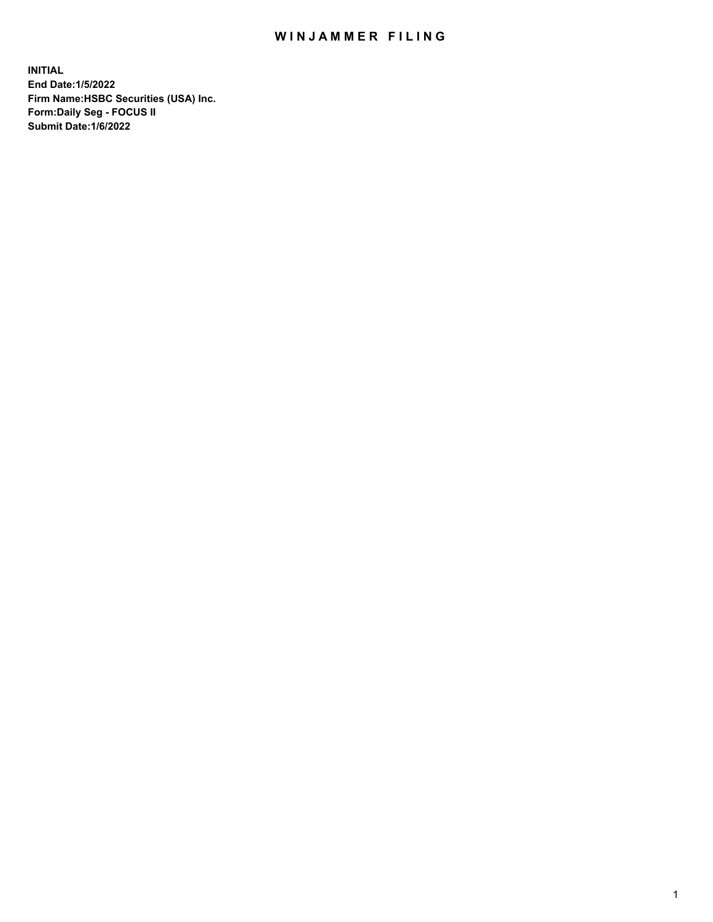# WINJAMMER FILING

**INITIAL**
**End Date:1/5/2022**
**Firm Name:HSBC Securities (USA) Inc.**
**Form:Daily Seg - FOCUS II**
**Submit Date:1/6/2022**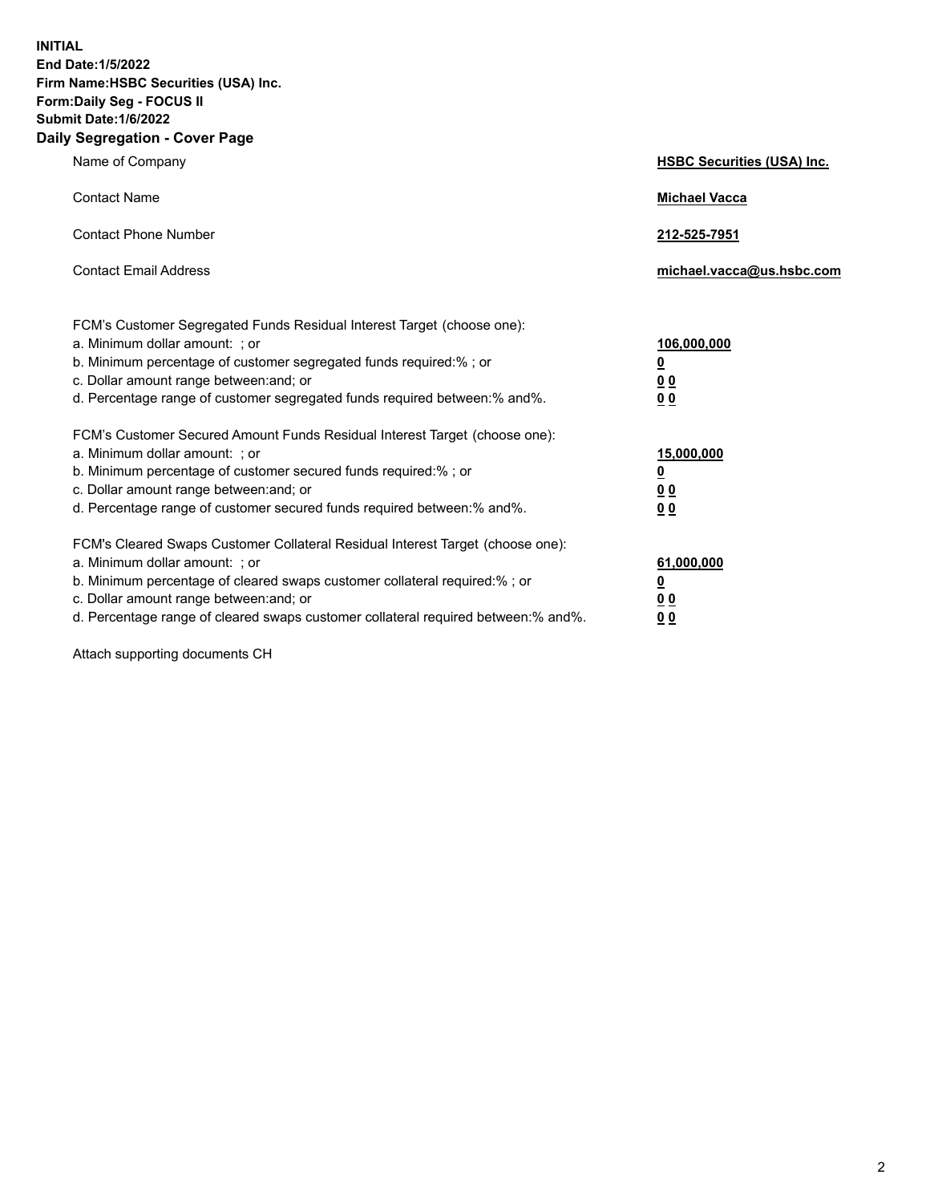**INITIAL**
**End Date:1/5/2022**
**Firm Name:HSBC Securities (USA) Inc.**
**Form:Daily Seg - FOCUS II**
**Submit Date:1/6/2022**

## Daily Segregation - Cover Page

| | |
|---|---|
| Name of Company | **HSBC Securities (USA) Inc.** |
| Contact Name | **Michael Vacca** |
| Contact Phone Number | **212-525-7951** |
| Contact Email Address | **michael.vacca@us.hsbc.com** |

| | |
|---|---|
| FCM's Customer Segregated Funds Residual Interest Target (choose one): | |
| a. Minimum dollar amount: ; or | **106,000,000** |
| b. Minimum percentage of customer segregated funds required:% ; or | **0** |
| c. Dollar amount range between:and; or | **0 0** |
| d. Percentage range of customer segregated funds required between:% and%. | **0 0** |
| FCM's Customer Secured Amount Funds Residual Interest Target (choose one): | |
| a. Minimum dollar amount: ; or | **15,000,000** |
| b. Minimum percentage of customer secured funds required:% ; or | **0** |
| c. Dollar amount range between:and; or | **0 0** |
| d. Percentage range of customer secured funds required between:% and%. | **0 0** |
| FCM's Cleared Swaps Customer Collateral Residual Interest Target (choose one): | |
| a. Minimum dollar amount: ; or | **61,000,000** |
| b. Minimum percentage of cleared swaps customer collateral required:% ; or | **0** |
| c. Dollar amount range between:and; or | **0 0** |
| d. Percentage range of cleared swaps customer collateral required between:% and%. | **0 0** |

Attach supporting documents CH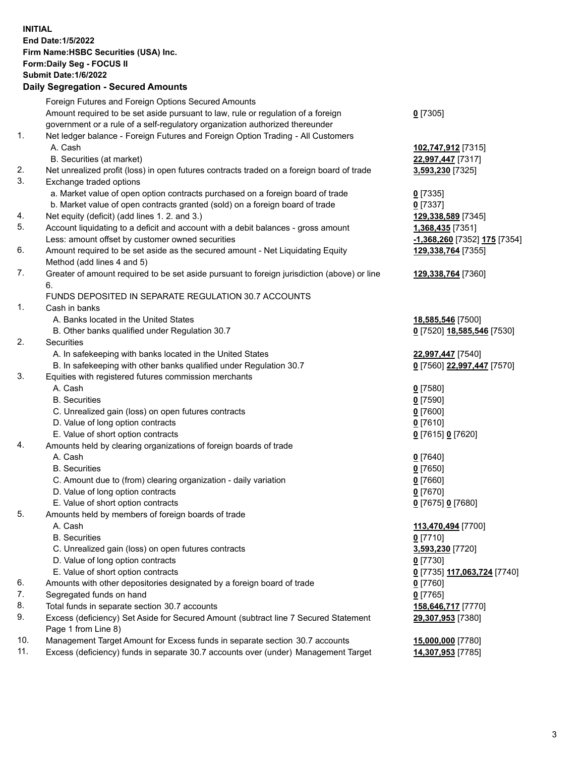**INITIAL**
**End Date:1/5/2022**
**Firm Name:HSBC Securities (USA) Inc.**
**Form:Daily Seg - FOCUS II**
**Submit Date:1/6/2022**

## Daily Segregation - Secured Amounts

| | | |
|---|---|---|
| | Foreign Futures and Foreign Options Secured Amounts | |
| | Amount required to be set aside pursuant to law, rule or regulation of a foreign government or a rule of a self-regulatory organization authorized thereunder | **0** [7305] |
| 1. | Net ledger balance - Foreign Futures and Foreign Option Trading - All Customers | |
| | A. Cash | **102,747,912** [7315] |
| | B. Securities (at market) | **22,997,447** [7317] |
| 2. | Net unrealized profit (loss) in open futures contracts traded on a foreign board of trade | **3,593,230** [7325] |
| 3. | Exchange traded options | |
| | a. Market value of open option contracts purchased on a foreign board of trade | **0** [7335] |
| | b. Market value of open contracts granted (sold) on a foreign board of trade | **0** [7337] |
| 4. | Net equity (deficit) (add lines 1. 2. and 3.) | **129,338,589** [7345] |
| 5. | Account liquidating to a deficit and account with a debit balances - gross amount | **1,368,435** [7351] |
| | Less: amount offset by customer owned securities | **-1,368,260** [7352] **175** [7354] |
| 6. | Amount required to be set aside as the secured amount - Net Liquidating Equity Method (add lines 4 and 5) | **129,338,764** [7355] |
| 7. | Greater of amount required to be set aside pursuant to foreign jurisdiction (above) or line 6. | **129,338,764** [7360] |
| | FUNDS DEPOSITED IN SEPARATE REGULATION 30.7 ACCOUNTS | |
| 1. | Cash in banks | |
| | A. Banks located in the United States | **18,585,546** [7500] |
| | B. Other banks qualified under Regulation 30.7 | **0** [7520] **18,585,546** [7530] |
| 2. | Securities | |
| | A. In safekeeping with banks located in the United States | **22,997,447** [7540] |
| | B. In safekeeping with other banks qualified under Regulation 30.7 | **0** [7560] **22,997,447** [7570] |
| 3. | Equities with registered futures commission merchants | |
| | A. Cash | **0** [7580] |
| | B. Securities | **0** [7590] |
| | C. Unrealized gain (loss) on open futures contracts | **0** [7600] |
| | D. Value of long option contracts | **0** [7610] |
| | E. Value of short option contracts | **0** [7615] **0** [7620] |
| 4. | Amounts held by clearing organizations of foreign boards of trade | |
| | A. Cash | **0** [7640] |
| | B. Securities | **0** [7650] |
| | C. Amount due to (from) clearing organization - daily variation | **0** [7660] |
| | D. Value of long option contracts | **0** [7670] |
| | E. Value of short option contracts | **0** [7675] **0** [7680] |
| 5. | Amounts held by members of foreign boards of trade | |
| | A. Cash | **113,470,494** [7700] |
| | B. Securities | **0** [7710] |
| | C. Unrealized gain (loss) on open futures contracts | **3,593,230** [7720] |
| | D. Value of long option contracts | **0** [7730] |
| | E. Value of short option contracts | **0** [7735] **117,063,724** [7740] |
| 6. | Amounts with other depositories designated by a foreign board of trade | **0** [7760] |
| 7. | Segregated funds on hand | **0** [7765] |
| 8. | Total funds in separate section 30.7 accounts | **158,646,717** [7770] |
| 9. | Excess (deficiency) Set Aside for Secured Amount (subtract line 7 Secured Statement Page 1 from Line 8) | **29,307,953** [7380] |
| 10. | Management Target Amount for Excess funds in separate section 30.7 accounts | **15,000,000** [7780] |
| 11. | Excess (deficiency) funds in separate 30.7 accounts over (under) Management Target | **14,307,953** [7785] |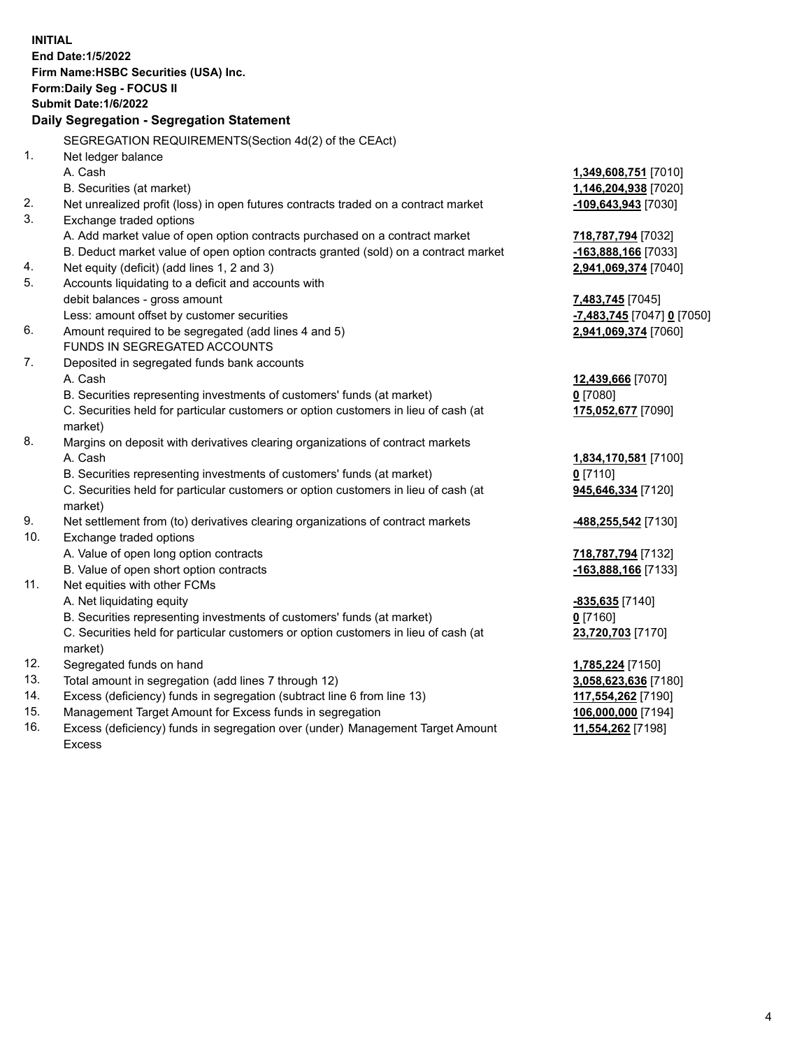**INITIAL**
**End Date:1/5/2022**
**Firm Name:HSBC Securities (USA) Inc.**
**Form:Daily Seg - FOCUS II**
**Submit Date:1/6/2022**

## Daily Segregation - Segregation Statement

SEGREGATION REQUIREMENTS(Section 4d(2) of the CEAct)

| | | |
|---|---|---|
| 1. | Net ledger balance | |
| | A. Cash | **1,349,608,751** [7010] |
| | B. Securities (at market) | **1,146,204,938** [7020] |
| 2. | Net unrealized profit (loss) in open futures contracts traded on a contract market | **-109,643,943** [7030] |
| 3. | Exchange traded options | |
| | A. Add market value of open option contracts purchased on a contract market | **718,787,794** [7032] |
| | B. Deduct market value of open option contracts granted (sold) on a contract market | **-163,888,166** [7033] |
| 4. | Net equity (deficit) (add lines 1, 2 and 3) | **2,941,069,374** [7040] |
| 5. | Accounts liquidating to a deficit and accounts with debit balances - gross amount | **7,483,745** [7045] |
| | Less: amount offset by customer securities | **-7,483,745** [7047] **0** [7050] |
| 6. | Amount required to be segregated (add lines 4 and 5) | **2,941,069,374** [7060] |
| | FUNDS IN SEGREGATED ACCOUNTS | |
| 7. | Deposited in segregated funds bank accounts | |
| | A. Cash | **12,439,666** [7070] |
| | B. Securities representing investments of customers' funds (at market) | **0** [7080] |
| | C. Securities held for particular customers or option customers in lieu of cash (at market) | **175,052,677** [7090] |
| 8. | Margins on deposit with derivatives clearing organizations of contract markets | |
| | A. Cash | **1,834,170,581** [7100] |
| | B. Securities representing investments of customers' funds (at market) | **0** [7110] |
| | C. Securities held for particular customers or option customers in lieu of cash (at market) | **945,646,334** [7120] |
| 9. | Net settlement from (to) derivatives clearing organizations of contract markets | **-488,255,542** [7130] |
| 10. | Exchange traded options | |
| | A. Value of open long option contracts | **718,787,794** [7132] |
| | B. Value of open short option contracts | **-163,888,166** [7133] |
| 11. | Net equities with other FCMs | |
| | A. Net liquidating equity | **-835,635** [7140] |
| | B. Securities representing investments of customers' funds (at market) | **0** [7160] |
| | C. Securities held for particular customers or option customers in lieu of cash (at market) | **23,720,703** [7170] |
| 12. | Segregated funds on hand | **1,785,224** [7150] |
| 13. | Total amount in segregation (add lines 7 through 12) | **3,058,623,636** [7180] |
| 14. | Excess (deficiency) funds in segregation (subtract line 6 from line 13) | **117,554,262** [7190] |
| 15. | Management Target Amount for Excess funds in segregation | **106,000,000** [7194] |
| 16. | Excess (deficiency) funds in segregation over (under) Management Target Amount Excess | **11,554,262** [7198] |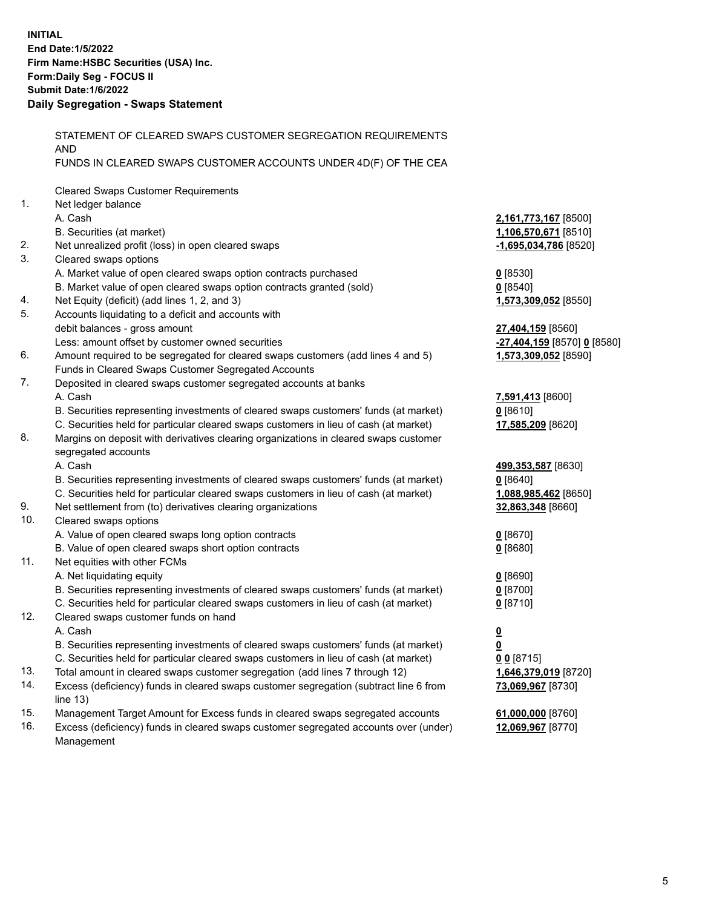**INITIAL**
**End Date:1/5/2022**
**Firm Name:HSBC Securities (USA) Inc.**
**Form:Daily Seg - FOCUS II**
**Submit Date:1/6/2022**
**Daily Segregation - Swaps Statement**

STATEMENT OF CLEARED SWAPS CUSTOMER SEGREGATION REQUIREMENTS AND FUNDS IN CLEARED SWAPS CUSTOMER ACCOUNTS UNDER 4D(F) OF THE CEA

| | | |
|---|---|---|
| | Cleared Swaps Customer Requirements | |
| 1. | Net ledger balance | |
| | A. Cash | **2,161,773,167** [8500] |
| | B. Securities (at market) | **1,106,570,671** [8510] |
| 2. | Net unrealized profit (loss) in open cleared swaps | **-1,695,034,786** [8520] |
| 3. | Cleared swaps options | |
| | A. Market value of open cleared swaps option contracts purchased | **0** [8530] |
| | B. Market value of open cleared swaps option contracts granted (sold) | **0** [8540] |
| 4. | Net Equity (deficit) (add lines 1, 2, and 3) | **1,573,309,052** [8550] |
| 5. | Accounts liquidating to a deficit and accounts with debit balances - gross amount | **27,404,159** [8560] |
| | Less: amount offset by customer owned securities | **-27,404,159** [8570] **0** [8580] |
| 6. | Amount required to be segregated for cleared swaps customers (add lines 4 and 5) | **1,573,309,052** [8590] |
| | Funds in Cleared Swaps Customer Segregated Accounts | |
| 7. | Deposited in cleared swaps customer segregated accounts at banks | |
| | A. Cash | **7,591,413** [8600] |
| | B. Securities representing investments of cleared swaps customers' funds (at market) | **0** [8610] |
| | C. Securities held for particular cleared swaps customers in lieu of cash (at market) | **17,585,209** [8620] |
| 8. | Margins on deposit with derivatives clearing organizations in cleared swaps customer segregated accounts | |
| | A. Cash | **499,353,587** [8630] |
| | B. Securities representing investments of cleared swaps customers' funds (at market) | **0** [8640] |
| | C. Securities held for particular cleared swaps customers in lieu of cash (at market) | **1,088,985,462** [8650] |
| 9. | Net settlement from (to) derivatives clearing organizations | **32,863,348** [8660] |
| 10. | Cleared swaps options | |
| | A. Value of open cleared swaps long option contracts | **0** [8670] |
| | B. Value of open cleared swaps short option contracts | **0** [8680] |
| 11. | Net equities with other FCMs | |
| | A. Net liquidating equity | **0** [8690] |
| | B. Securities representing investments of cleared swaps customers' funds (at market) | **0** [8700] |
| | C. Securities held for particular cleared swaps customers in lieu of cash (at market) | **0** [8710] |
| 12. | Cleared swaps customer funds on hand | |
| | A. Cash | **0** |
| | B. Securities representing investments of cleared swaps customers' funds (at market) | **0** |
| | C. Securities held for particular cleared swaps customers in lieu of cash (at market) | **0** **0** [8715] |
| 13. | Total amount in cleared swaps customer segregation (add lines 7 through 12) | **1,646,379,019** [8720] |
| 14. | Excess (deficiency) funds in cleared swaps customer segregation (subtract line 6 from line 13) | **73,069,967** [8730] |
| 15. | Management Target Amount for Excess funds in cleared swaps segregated accounts | **61,000,000** [8760] |
| 16. | Excess (deficiency) funds in cleared swaps customer segregated accounts over (under) Management | **12,069,967** [8770] |